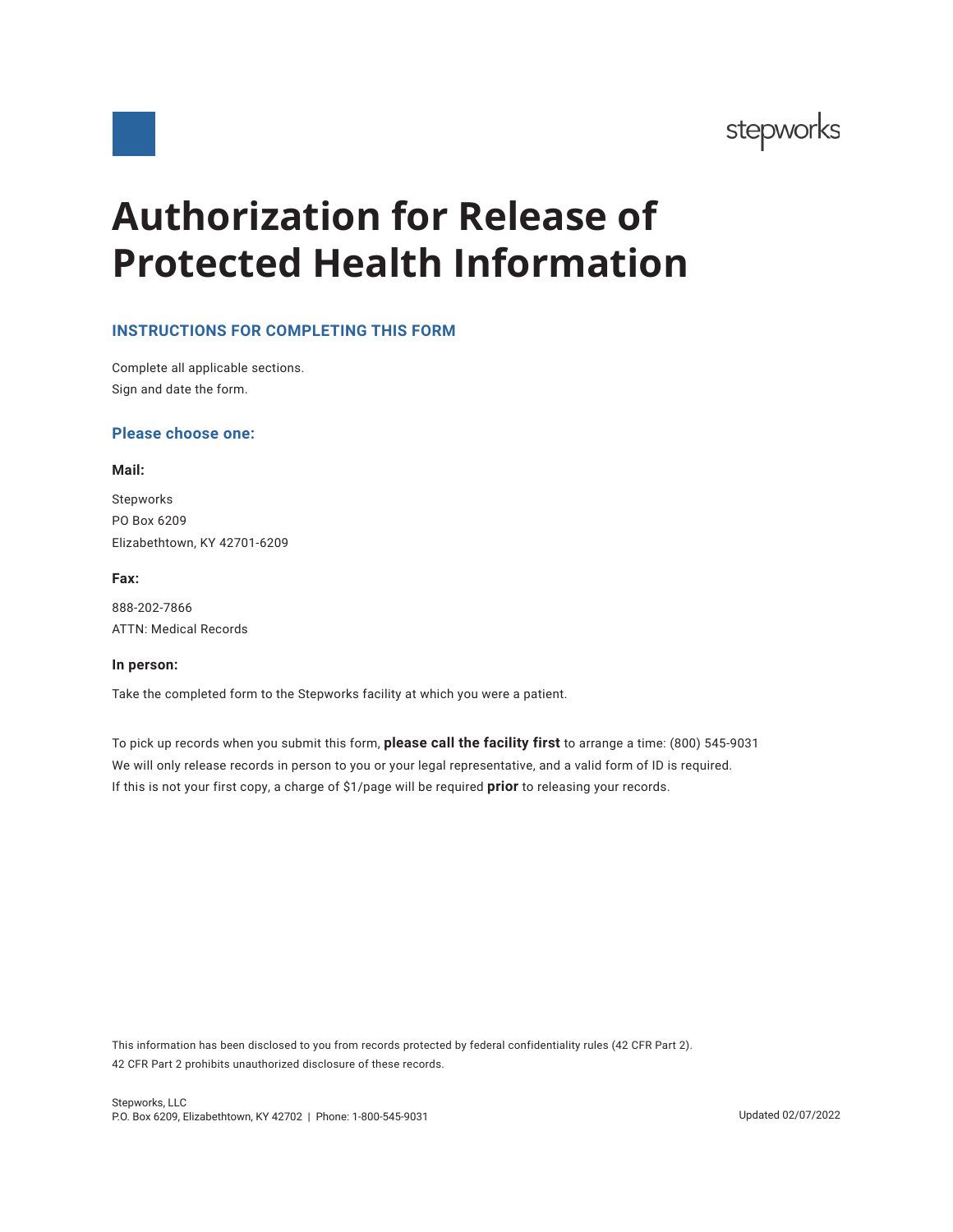# Authorization for Release of Protected Health Information

## INSTRUCTIONS FOR COMPLETING THIS FORM

Complete all applicable sections.
Sign and date the form.

### Please choose one:

**Mail:**

Stepworks
PO Box 6209
Elizabethtown, KY 42701-6209

**Fax:**

888-202-7866
ATTN: Medical Records

**In person:**

Take the completed form to the Stepworks facility at which you were a patient.

To pick up records when you submit this form, **please call the facility first** to arrange a time: (800) 545-9031
We will only release records in person to you or your legal representative, and a valid form of ID is required.
If this is not your first copy, a charge of $1/page will be required **prior** to releasing your records.

This information has been disclosed to you from records protected by federal confidentiality rules (42 CFR Part 2).
42 CFR Part 2 prohibits unauthorized disclosure of these records.

Stepworks, LLC
P.O. Box 6209, Elizabethtown, KY 42702 | Phone: 1-800-545-9031

Updated 02/07/2022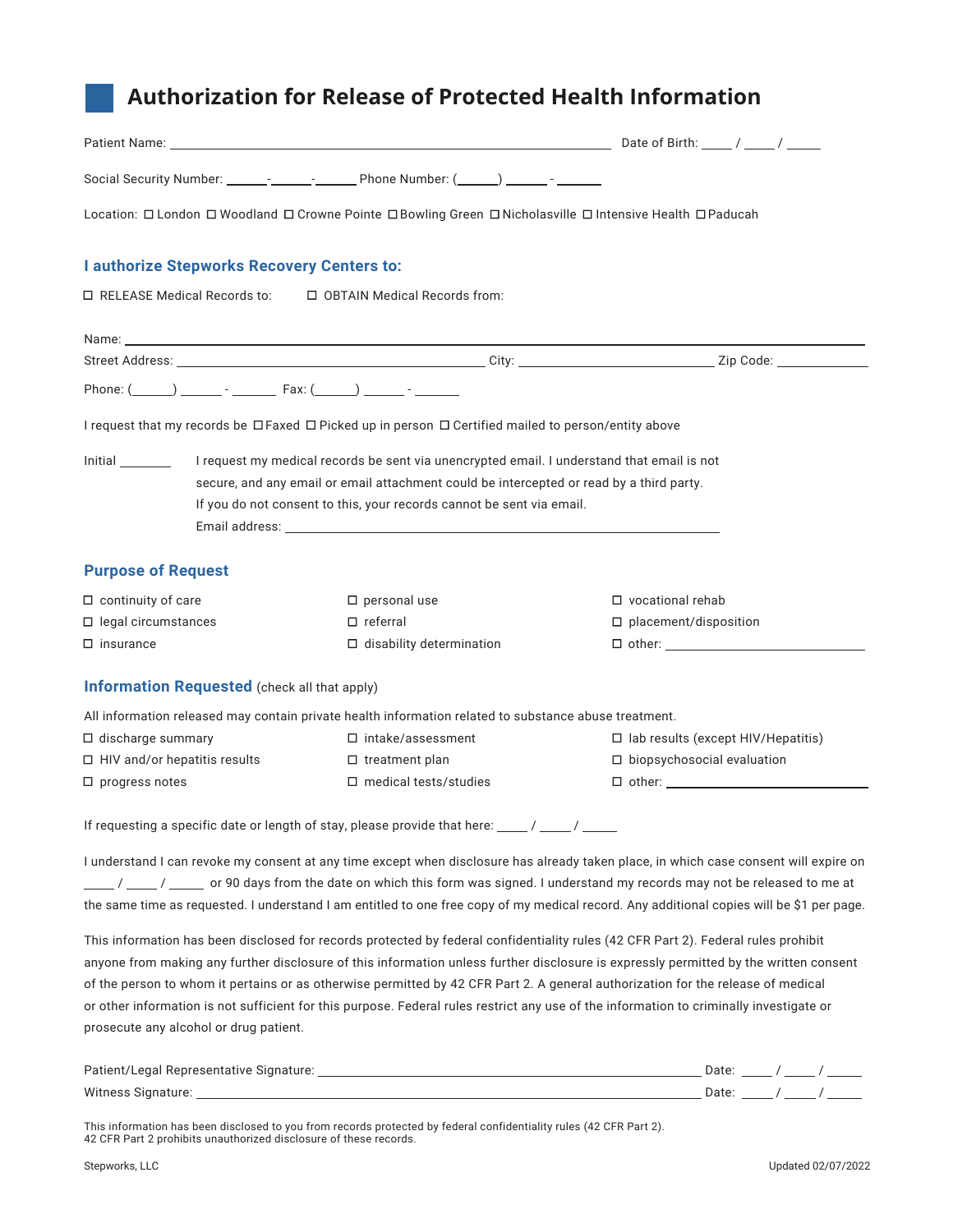# Authorization for Release of Protected Health Information

Patient Name: ______________________________________________ Date of Birth: ____ / ____ / _____

Social Security Number: ______-______-______ Phone Number: (______) ______ - ______

Location: ☐ London ☐ Woodland ☐ Crowne Pointe ☐ Bowling Green ☐ Nicholasville ☐ Intensive Health ☐ Paducah

## I authorize Stepworks Recovery Centers to:

☐ RELEASE Medical Records to: ☐ OBTAIN Medical Records from:

Name: ______________________________________________________________________________

Street Address: ________________________________ City: ______________________ Zip Code: ____________

Phone: (______) ______ - ______ Fax: (______) ______ - ______

I request that my records be ☐ Faxed ☐ Picked up in person ☐ Certified mailed to person/entity above

Initial _______ I request my medical records be sent via unencrypted email. I understand that email is not secure, and any email or email attachment could be intercepted or read by a third party. If you do not consent to this, your records cannot be sent via email.

Email address: ______________________________________________

## Purpose of Request

☐ continuity of care
☐ legal circumstances
☐ insurance
☐ personal use
☐ referral
☐ disability determination
☐ vocational rehab
☐ placement/disposition
☐ other: ______________________

## Information Requested (check all that apply)

All information released may contain private health information related to substance abuse treatment.

☐ discharge summary
☐ HIV and/or hepatitis results
☐ progress notes
☐ intake/assessment
☐ treatment plan
☐ medical tests/studies
☐ lab results (except HIV/Hepatitis)
☐ biopsychosocial evaluation
☐ other: ______________________

If requesting a specific date or length of stay, please provide that here: ____ / ____ / _____

I understand I can revoke my consent at any time except when disclosure has already taken place, in which case consent will expire on ____ / ____ / _____ or 90 days from the date on which this form was signed. I understand my records may not be released to me at the same time as requested. I understand I am entitled to one free copy of my medical record. Any additional copies will be $1 per page.

This information has been disclosed for records protected by federal confidentiality rules (42 CFR Part 2). Federal rules prohibit anyone from making any further disclosure of this information unless further disclosure is expressly permitted by the written consent of the person to whom it pertains or as otherwise permitted by 42 CFR Part 2. A general authorization for the release of medical or other information is not sufficient for this purpose. Federal rules restrict any use of the information to criminally investigate or prosecute any alcohol or drug patient.

Patient/Legal Representative Signature: ________________________________________ Date: ____ / ____ / _____

Witness Signature: ________________________________________________________ Date: ____ / ____ / _____

This information has been disclosed to you from records protected by federal confidentiality rules (42 CFR Part 2).
42 CFR Part 2 prohibits unauthorized disclosure of these records.

Stepworks, LLC

Updated 02/07/2022